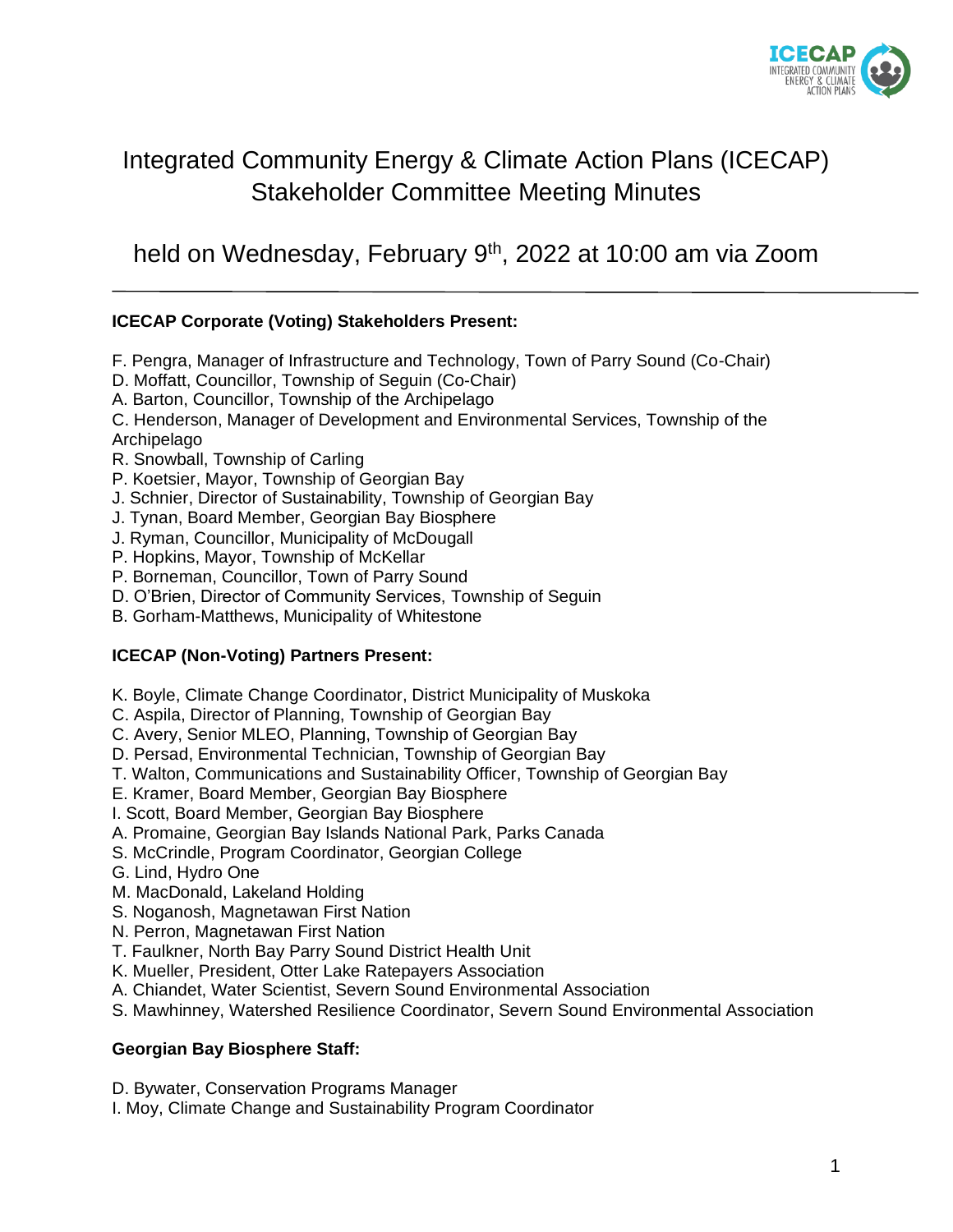# Integrated Community Energy & Climate Action Plans (ICECAP) Stakeholder Committee Meeting Minutes

## held on Wednesday, February 9th, 2022 at 10:00 am via Zoom

---

**ICECAP Corporate (Voting) Stakeholders Present:**

F. Pengra, Manager of Infrastructure and Technology, Town of Parry Sound (Co-Chair)
D. Moffatt, Councillor, Township of Seguin (Co-Chair)
A. Barton, Councillor, Township of the Archipelago
C. Henderson, Manager of Development and Environmental Services, Township of the Archipelago
R. Snowball, Township of Carling
P. Koetsier, Mayor, Township of Georgian Bay
J. Schnier, Director of Sustainability, Township of Georgian Bay
J. Tynan, Board Member, Georgian Bay Biosphere
J. Ryman, Councillor, Municipality of McDougall
P. Hopkins, Mayor, Township of McKellar
P. Borneman, Councillor, Town of Parry Sound
D. O'Brien, Director of Community Services, Township of Seguin
B. Gorham-Matthews, Municipality of Whitestone

**ICECAP (Non-Voting) Partners Present:**

K. Boyle, Climate Change Coordinator, District Municipality of Muskoka
C. Aspila, Director of Planning, Township of Georgian Bay
C. Avery, Senior MLEO, Planning, Township of Georgian Bay
D. Persad, Environmental Technician, Township of Georgian Bay
T. Walton, Communications and Sustainability Officer, Township of Georgian Bay
E. Kramer, Board Member, Georgian Bay Biosphere
I. Scott, Board Member, Georgian Bay Biosphere
A. Promaine, Georgian Bay Islands National Park, Parks Canada
S. McCrindle, Program Coordinator, Georgian College
G. Lind, Hydro One
M. MacDonald, Lakeland Holding
S. Noganosh, Magnetawan First Nation
N. Perron, Magnetawan First Nation
T. Faulkner, North Bay Parry Sound District Health Unit
K. Mueller, President, Otter Lake Ratepayers Association
A. Chiandet, Water Scientist, Severn Sound Environmental Association
S. Mawhinney, Watershed Resilience Coordinator, Severn Sound Environmental Association

**Georgian Bay Biosphere Staff:**

D. Bywater, Conservation Programs Manager
I. Moy, Climate Change and Sustainability Program Coordinator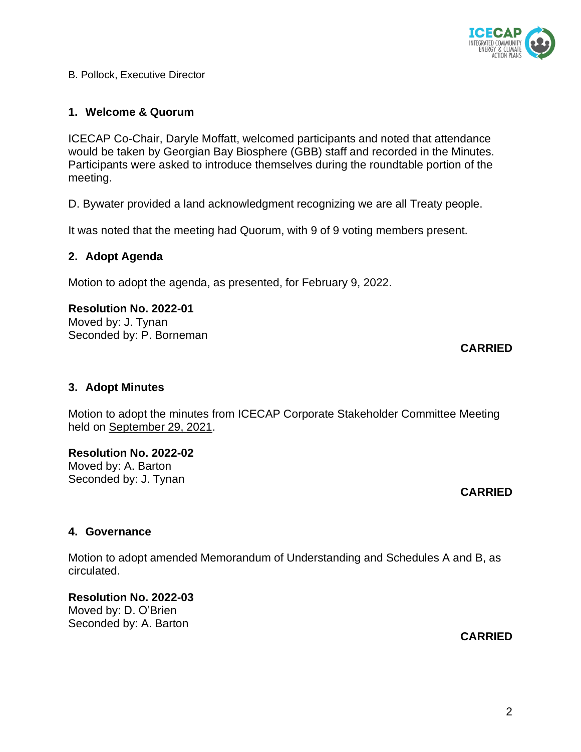B. Pollock, Executive Director

## 1. Welcome & Quorum

ICECAP Co-Chair, Daryle Moffatt, welcomed participants and noted that attendance would be taken by Georgian Bay Biosphere (GBB) staff and recorded in the Minutes. Participants were asked to introduce themselves during the roundtable portion of the meeting.

D. Bywater provided a land acknowledgment recognizing we are all Treaty people.

It was noted that the meeting had Quorum, with 9 of 9 voting members present.

## 2. Adopt Agenda

Motion to adopt the agenda, as presented, for February 9, 2022.

**Resolution No. 2022-01**
Moved by: J. Tynan
Seconded by: P. Borneman

**CARRIED**

## 3. Adopt Minutes

Motion to adopt the minutes from ICECAP Corporate Stakeholder Committee Meeting held on September 29, 2021.

**Resolution No. 2022-02**
Moved by: A. Barton
Seconded by: J. Tynan

**CARRIED**

## 4. Governance

Motion to adopt amended Memorandum of Understanding and Schedules A and B, as circulated.

**Resolution No. 2022-03**
Moved by: D. O'Brien
Seconded by: A. Barton

**CARRIED**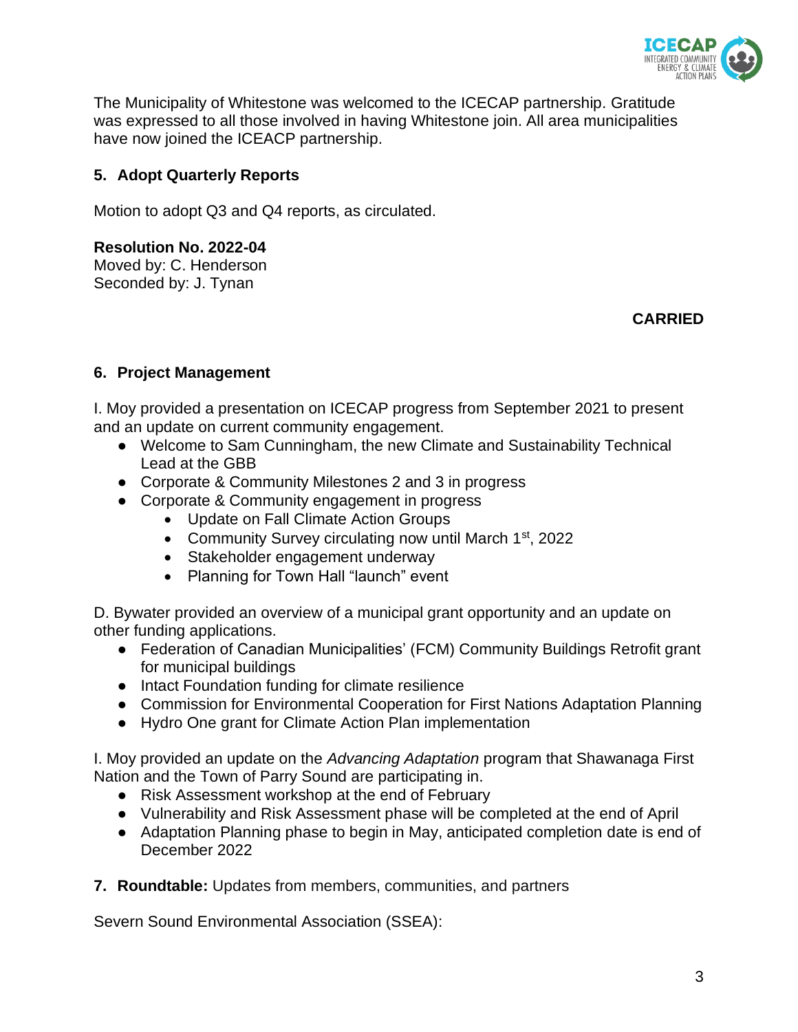The Municipality of Whitestone was welcomed to the ICECAP partnership. Gratitude was expressed to all those involved in having Whitestone join. All area municipalities have now joined the ICEACP partnership.

### 5. Adopt Quarterly Reports

Motion to adopt Q3 and Q4 reports, as circulated.

**Resolution No. 2022-04**
Moved by: C. Henderson
Seconded by: J. Tynan

**CARRIED**

### 6. Project Management

I. Moy provided a presentation on ICECAP progress from September 2021 to present and an update on current community engagement.

- Welcome to Sam Cunningham, the new Climate and Sustainability Technical Lead at the GBB
- Corporate & Community Milestones 2 and 3 in progress
- Corporate & Community engagement in progress
    - Update on Fall Climate Action Groups
    - Community Survey circulating now until March 1st, 2022
    - Stakeholder engagement underway
    - Planning for Town Hall "launch" event

D. Bywater provided an overview of a municipal grant opportunity and an update on other funding applications.

- Federation of Canadian Municipalities' (FCM) Community Buildings Retrofit grant for municipal buildings
- Intact Foundation funding for climate resilience
- Commission for Environmental Cooperation for First Nations Adaptation Planning
- Hydro One grant for Climate Action Plan implementation

I. Moy provided an update on the *Advancing Adaptation* program that Shawanaga First Nation and the Town of Parry Sound are participating in.

- Risk Assessment workshop at the end of February
- Vulnerability and Risk Assessment phase will be completed at the end of April
- Adaptation Planning phase to begin in May, anticipated completion date is end of December 2022

### 7. Roundtable: Updates from members, communities, and partners

Severn Sound Environmental Association (SSEA):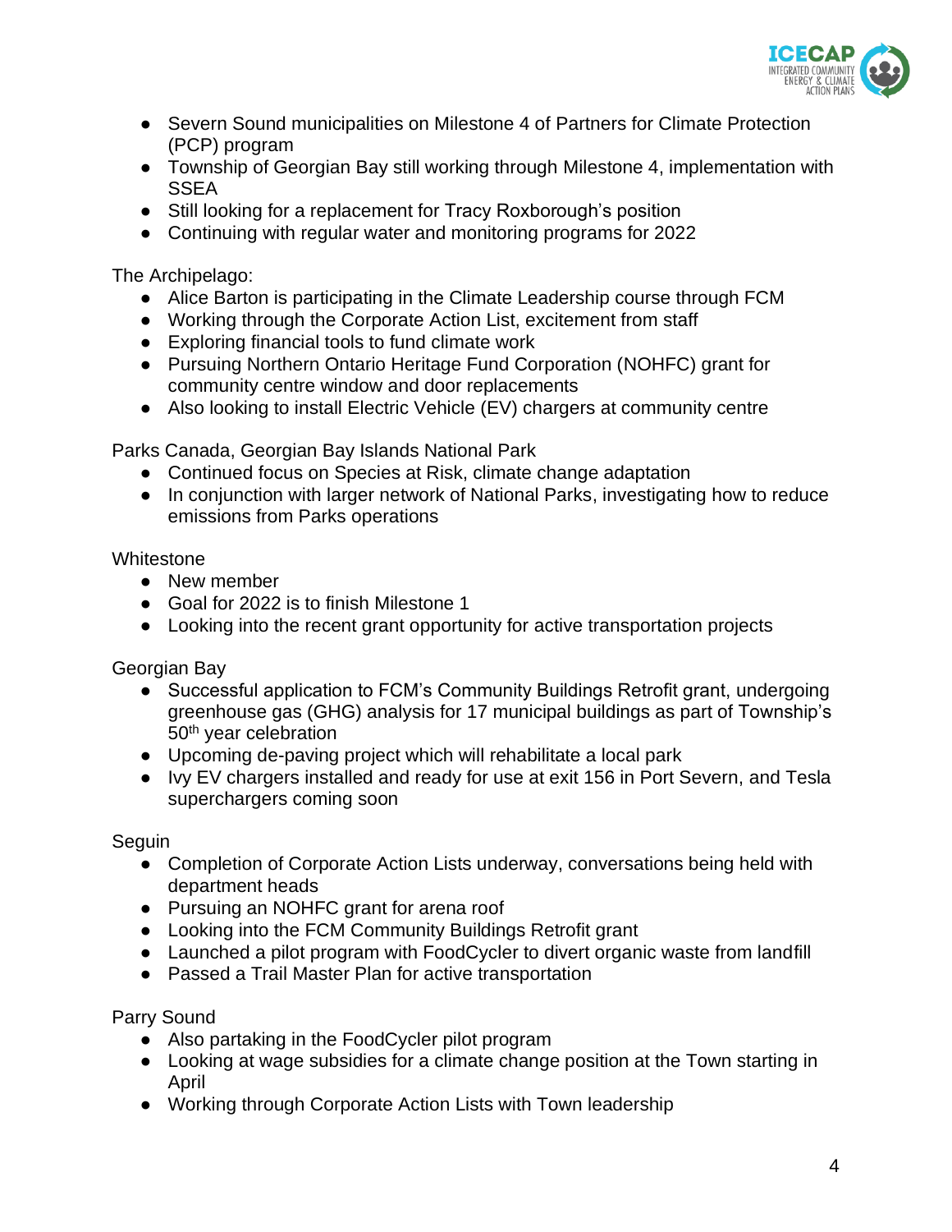- Severn Sound municipalities on Milestone 4 of Partners for Climate Protection (PCP) program
- Township of Georgian Bay still working through Milestone 4, implementation with SSEA
- Still looking for a replacement for Tracy Roxborough's position
- Continuing with regular water and monitoring programs for 2022

The Archipelago:

- Alice Barton is participating in the Climate Leadership course through FCM
- Working through the Corporate Action List, excitement from staff
- Exploring financial tools to fund climate work
- Pursuing Northern Ontario Heritage Fund Corporation (NOHFC) grant for community centre window and door replacements
- Also looking to install Electric Vehicle (EV) chargers at community centre

Parks Canada, Georgian Bay Islands National Park

- Continued focus on Species at Risk, climate change adaptation
- In conjunction with larger network of National Parks, investigating how to reduce emissions from Parks operations

Whitestone

- New member
- Goal for 2022 is to finish Milestone 1
- Looking into the recent grant opportunity for active transportation projects

Georgian Bay

- Successful application to FCM's Community Buildings Retrofit grant, undergoing greenhouse gas (GHG) analysis for 17 municipal buildings as part of Township's 50th year celebration
- Upcoming de-paving project which will rehabilitate a local park
- Ivy EV chargers installed and ready for use at exit 156 in Port Severn, and Tesla superchargers coming soon

Seguin

- Completion of Corporate Action Lists underway, conversations being held with department heads
- Pursuing an NOHFC grant for arena roof
- Looking into the FCM Community Buildings Retrofit grant
- Launched a pilot program with FoodCycler to divert organic waste from landfill
- Passed a Trail Master Plan for active transportation

Parry Sound

- Also partaking in the FoodCycler pilot program
- Looking at wage subsidies for a climate change position at the Town starting in April
- Working through Corporate Action Lists with Town leadership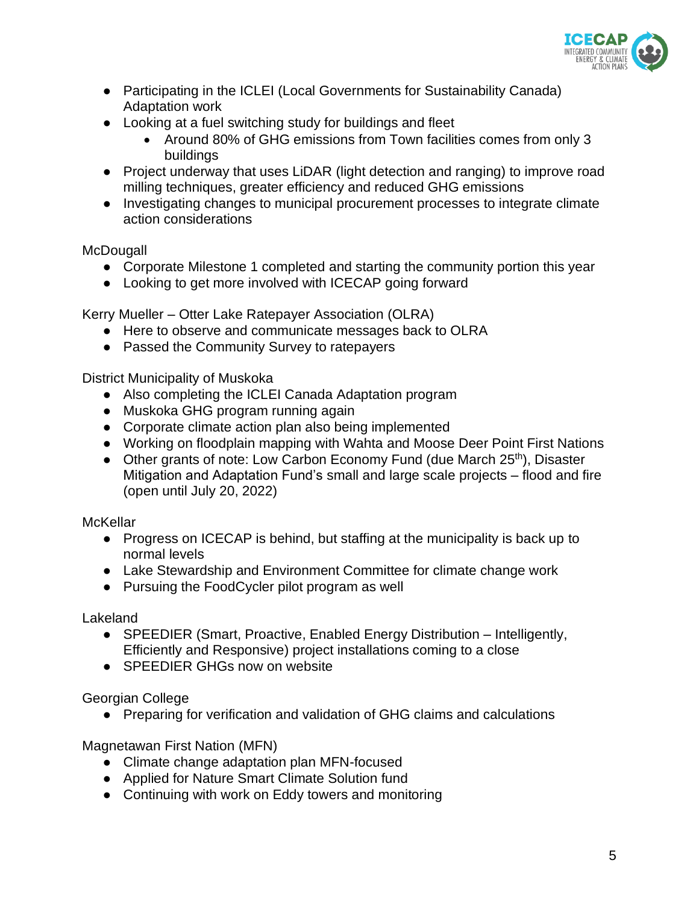- Participating in the ICLEI (Local Governments for Sustainability Canada) Adaptation work
- Looking at a fuel switching study for buildings and fleet
  - Around 80% of GHG emissions from Town facilities comes from only 3 buildings
- Project underway that uses LiDAR (light detection and ranging) to improve road milling techniques, greater efficiency and reduced GHG emissions
- Investigating changes to municipal procurement processes to integrate climate action considerations

McDougall

- Corporate Milestone 1 completed and starting the community portion this year
- Looking to get more involved with ICECAP going forward

Kerry Mueller – Otter Lake Ratepayer Association (OLRA)

- Here to observe and communicate messages back to OLRA
- Passed the Community Survey to ratepayers

District Municipality of Muskoka

- Also completing the ICLEI Canada Adaptation program
- Muskoka GHG program running again
- Corporate climate action plan also being implemented
- Working on floodplain mapping with Wahta and Moose Deer Point First Nations
- Other grants of note: Low Carbon Economy Fund (due March 25th), Disaster Mitigation and Adaptation Fund's small and large scale projects – flood and fire (open until July 20, 2022)

McKellar

- Progress on ICECAP is behind, but staffing at the municipality is back up to normal levels
- Lake Stewardship and Environment Committee for climate change work
- Pursuing the FoodCycler pilot program as well

Lakeland

- SPEEDIER (Smart, Proactive, Enabled Energy Distribution – Intelligently, Efficiently and Responsive) project installations coming to a close
- SPEEDIER GHGs now on website

Georgian College

- Preparing for verification and validation of GHG claims and calculations

Magnetawan First Nation (MFN)

- Climate change adaptation plan MFN-focused
- Applied for Nature Smart Climate Solution fund
- Continuing with work on Eddy towers and monitoring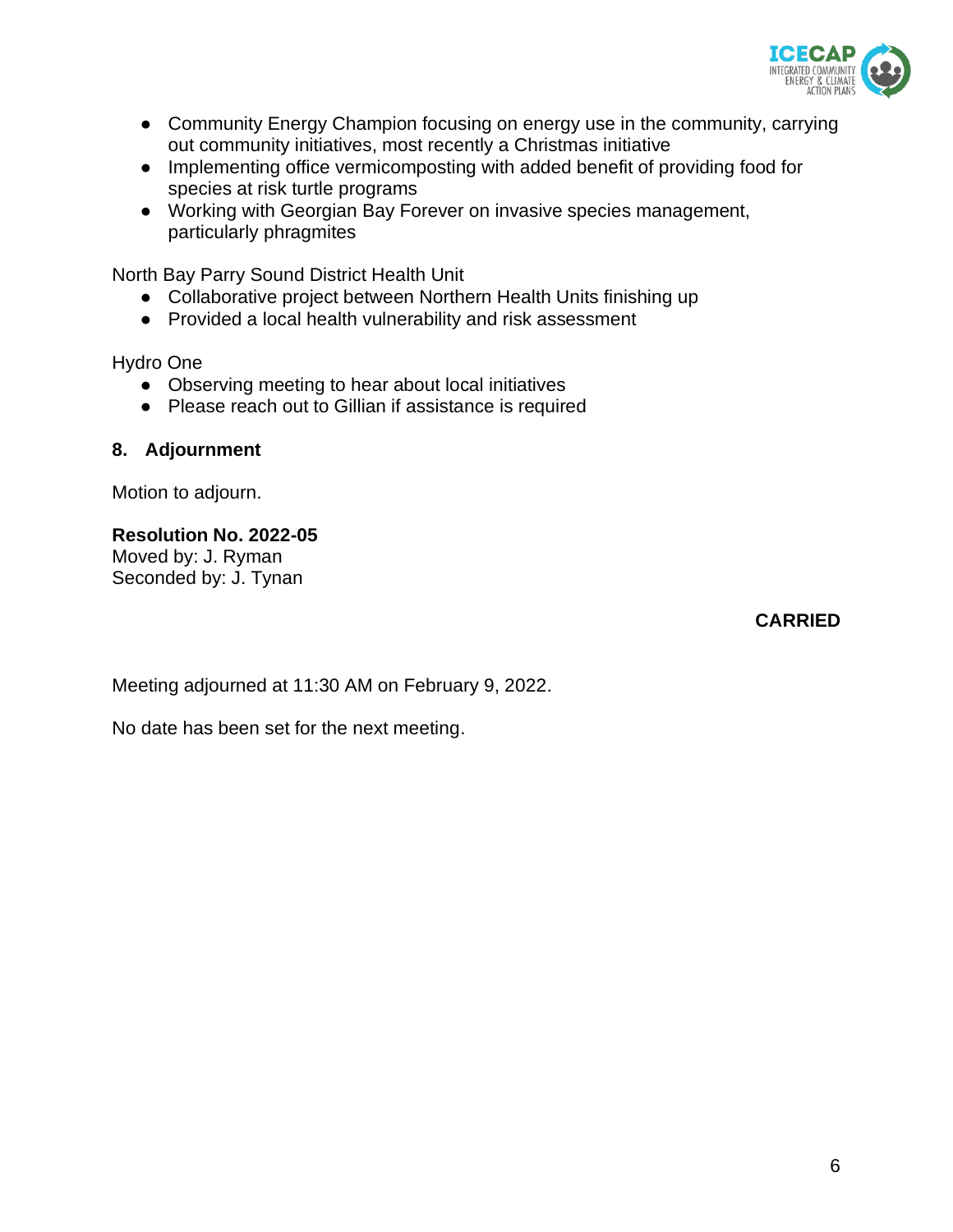- Community Energy Champion focusing on energy use in the community, carrying out community initiatives, most recently a Christmas initiative
- Implementing office vermicomposting with added benefit of providing food for species at risk turtle programs
- Working with Georgian Bay Forever on invasive species management, particularly phragmites

North Bay Parry Sound District Health Unit

- Collaborative project between Northern Health Units finishing up
- Provided a local health vulnerability and risk assessment

Hydro One

- Observing meeting to hear about local initiatives
- Please reach out to Gillian if assistance is required

### 8. Adjournment

Motion to adjourn.

**Resolution No. 2022-05**
Moved by: J. Ryman
Seconded by: J. Tynan

**CARRIED**

Meeting adjourned at 11:30 AM on February 9, 2022.

No date has been set for the next meeting.